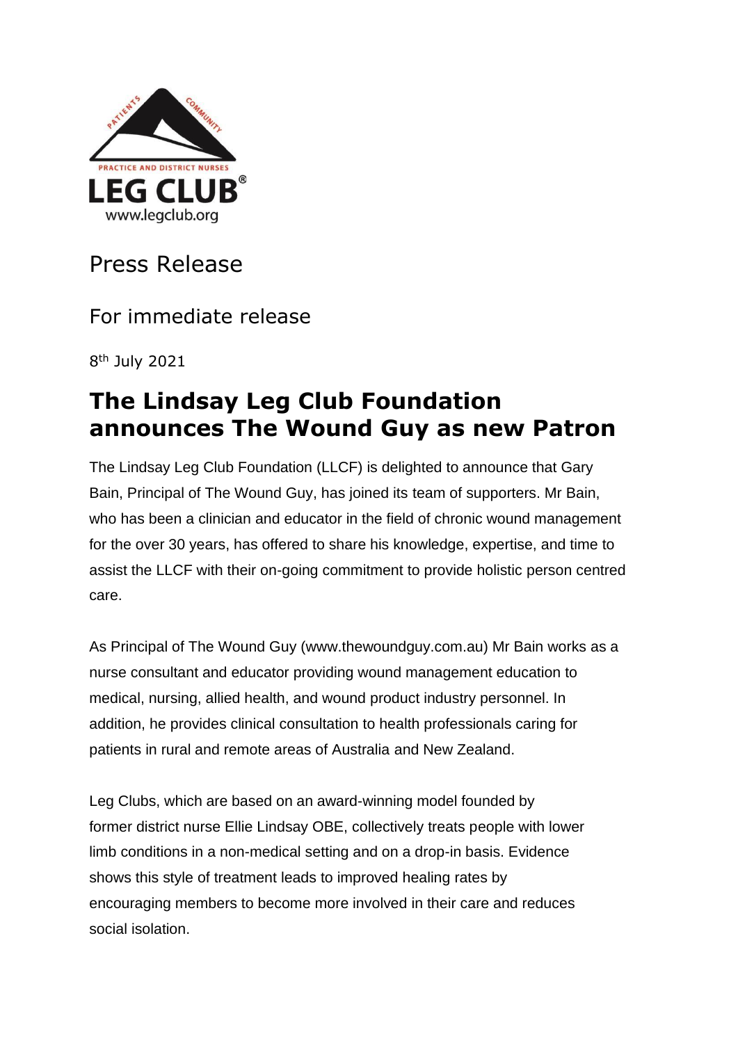PATIENTS COMMUNITY

PRACTICE AND DISTRICT NURSES

LEG CLUB®

www.legclub.org

# Press Release

## For immediate release

8th July 2021

# The Lindsay Leg Club Foundation announces The Wound Guy as new Patron

The Lindsay Leg Club Foundation (LLCF) is delighted to announce that Gary Bain, Principal of The Wound Guy, has joined its team of supporters. Mr Bain, who has been a clinician and educator in the field of chronic wound management for the over 30 years, has offered to share his knowledge, expertise, and time to assist the LLCF with their on-going commitment to provide holistic person centred care.

As Principal of The Wound Guy (www.thewoundguy.com.au) Mr Bain works as a nurse consultant and educator providing wound management education to medical, nursing, allied health, and wound product industry personnel. In addition, he provides clinical consultation to health professionals caring for patients in rural and remote areas of Australia and New Zealand.

Leg Clubs, which are based on an award-winning model founded by former district nurse Ellie Lindsay OBE, collectively treats people with lower limb conditions in a non-medical setting and on a drop-in basis. Evidence shows this style of treatment leads to improved healing rates by encouraging members to become more involved in their care and reduces social isolation.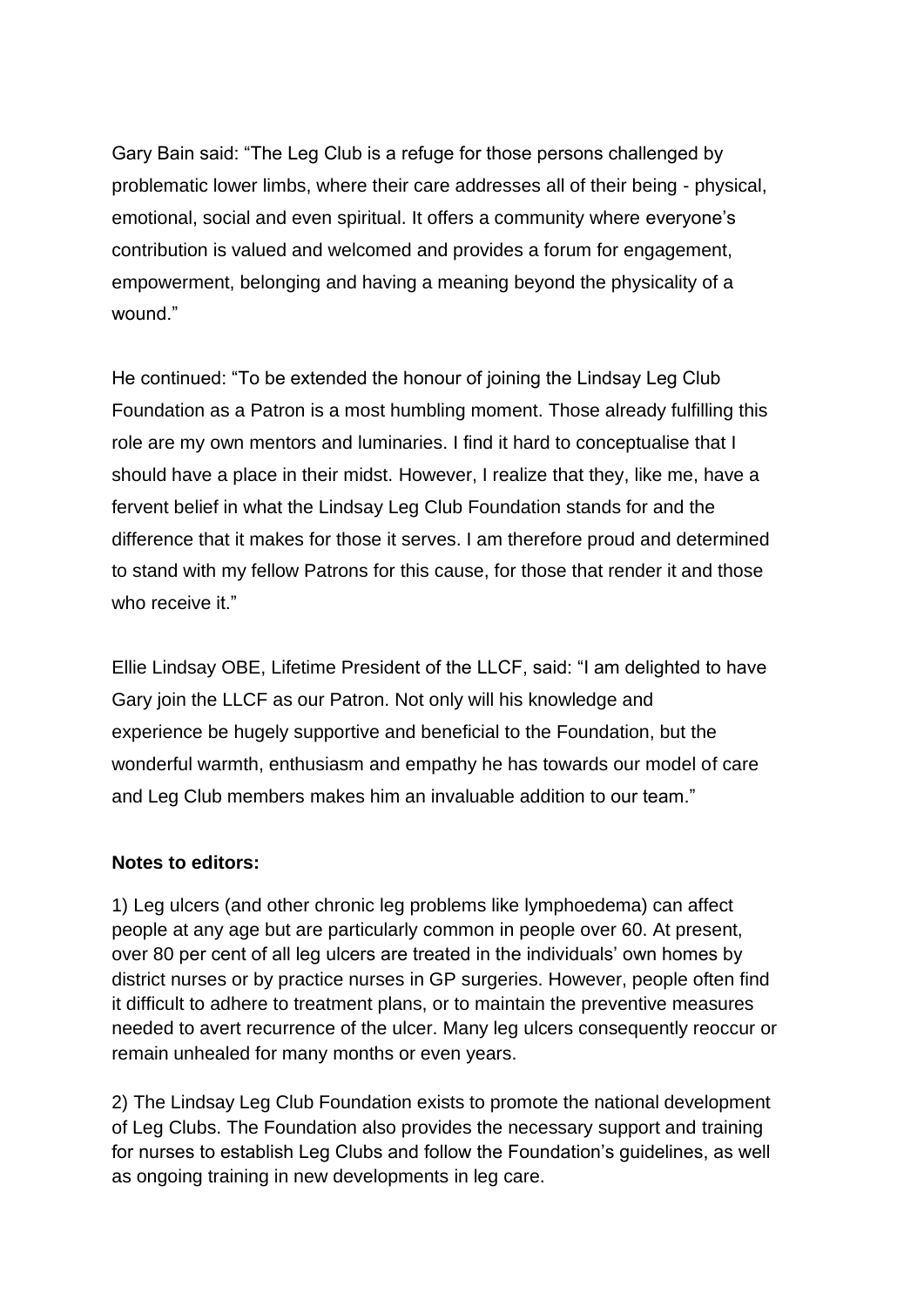Gary Bain said: “The Leg Club is a refuge for those persons challenged by problematic lower limbs, where their care addresses all of their being - physical, emotional, social and even spiritual. It offers a community where everyone’s contribution is valued and welcomed and provides a forum for engagement, empowerment, belonging and having a meaning beyond the physicality of a wound.”

He continued: “To be extended the honour of joining the Lindsay Leg Club Foundation as a Patron is a most humbling moment. Those already fulfilling this role are my own mentors and luminaries. I find it hard to conceptualise that I should have a place in their midst. However, I realize that they, like me, have a fervent belief in what the Lindsay Leg Club Foundation stands for and the difference that it makes for those it serves. I am therefore proud and determined to stand with my fellow Patrons for this cause, for those that render it and those who receive it.”

Ellie Lindsay OBE, Lifetime President of the LLCF, said: “I am delighted to have Gary join the LLCF as our Patron. Not only will his knowledge and experience be hugely supportive and beneficial to the Foundation, but the wonderful warmth, enthusiasm and empathy he has towards our model of care and Leg Club members makes him an invaluable addition to our team.”

**Notes to editors:**

1) Leg ulcers (and other chronic leg problems like lymphoedema) can affect people at any age but are particularly common in people over 60. At present, over 80 per cent of all leg ulcers are treated in the individuals’ own homes by district nurses or by practice nurses in GP surgeries. However, people often find it difficult to adhere to treatment plans, or to maintain the preventive measures needed to avert recurrence of the ulcer. Many leg ulcers consequently reoccur or remain unhealed for many months or even years.

2) The Lindsay Leg Club Foundation exists to promote the national development of Leg Clubs. The Foundation also provides the necessary support and training for nurses to establish Leg Clubs and follow the Foundation’s guidelines, as well as ongoing training in new developments in leg care.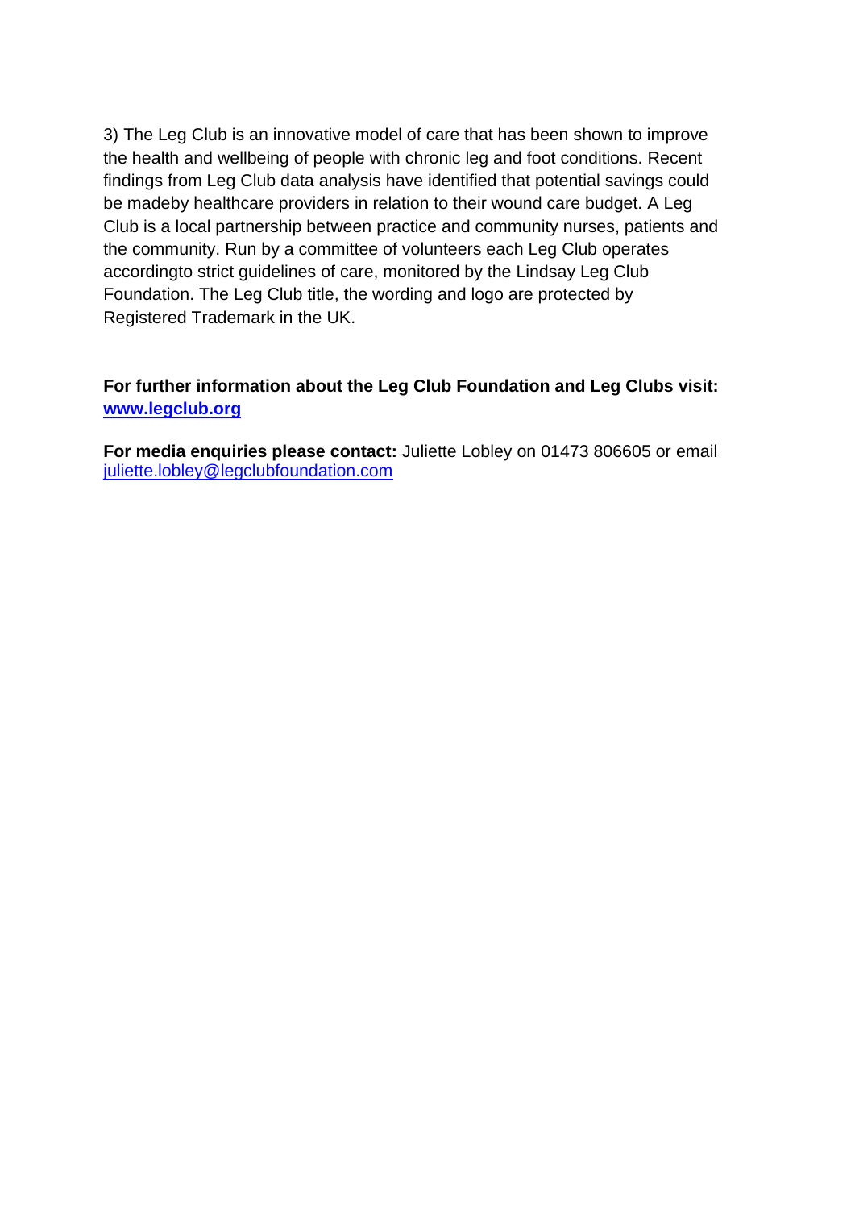3) The Leg Club is an innovative model of care that has been shown to improve the health and wellbeing of people with chronic leg and foot conditions. Recent findings from Leg Club data analysis have identified that potential savings could be madeby healthcare providers in relation to their wound care budget. A Leg Club is a local partnership between practice and community nurses, patients and the community. Run by a committee of volunteers each Leg Club operates accordingto strict guidelines of care, monitored by the Lindsay Leg Club Foundation. The Leg Club title, the wording and logo are protected by Registered Trademark in the UK.

**For further information about the Leg Club Foundation and Leg Clubs visit: [www.legclub.org](http://www.legclub.org)**

**For media enquiries please contact:** Juliette Lobley on 01473 806605 or email [juliette.lobley@legclubfoundation.com](mailto:juliette.lobley@legclubfoundation.com)